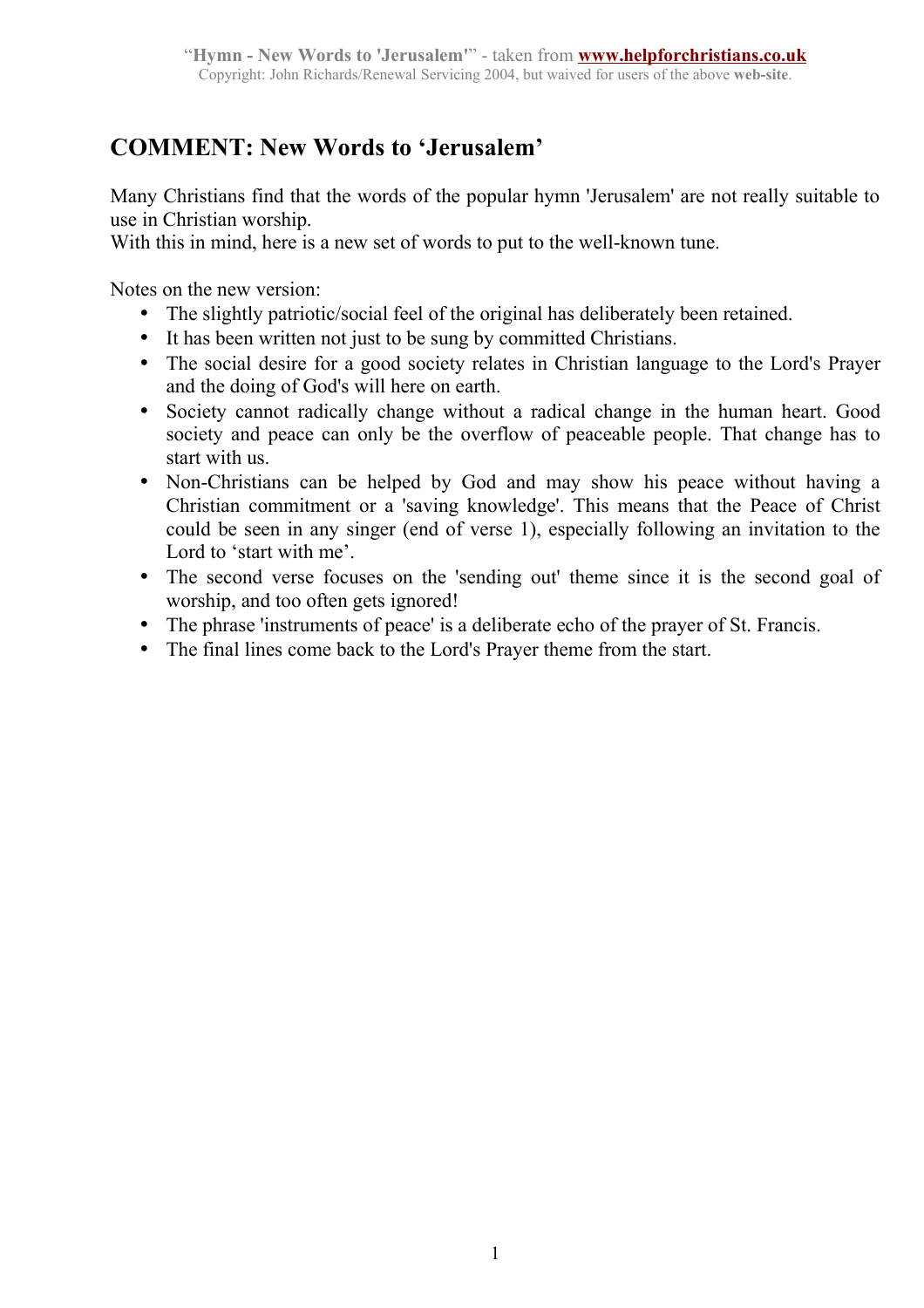## COMMENT: New Words to 'Jerusalem'

Many Christians find that the words of the popular hymn 'Jerusalem' are not really suitable to use in Christian worship.
With this in mind, here is a new set of words to put to the well-known tune.

Notes on the new version:

- The slightly patriotic/social feel of the original has deliberately been retained.
- It has been written not just to be sung by committed Christians.
- The social desire for a good society relates in Christian language to the Lord's Prayer and the doing of God's will here on earth.
- Society cannot radically change without a radical change in the human heart. Good society and peace can only be the overflow of peaceable people. That change has to start with us.
- Non-Christians can be helped by God and may show his peace without having a Christian commitment or a 'saving knowledge'. This means that the Peace of Christ could be seen in any singer (end of verse 1), especially following an invitation to the Lord to 'start with me'.
- The second verse focuses on the 'sending out' theme since it is the second goal of worship, and too often gets ignored!
- The phrase 'instruments of peace' is a deliberate echo of the prayer of St. Francis.
- The final lines come back to the Lord's Prayer theme from the start.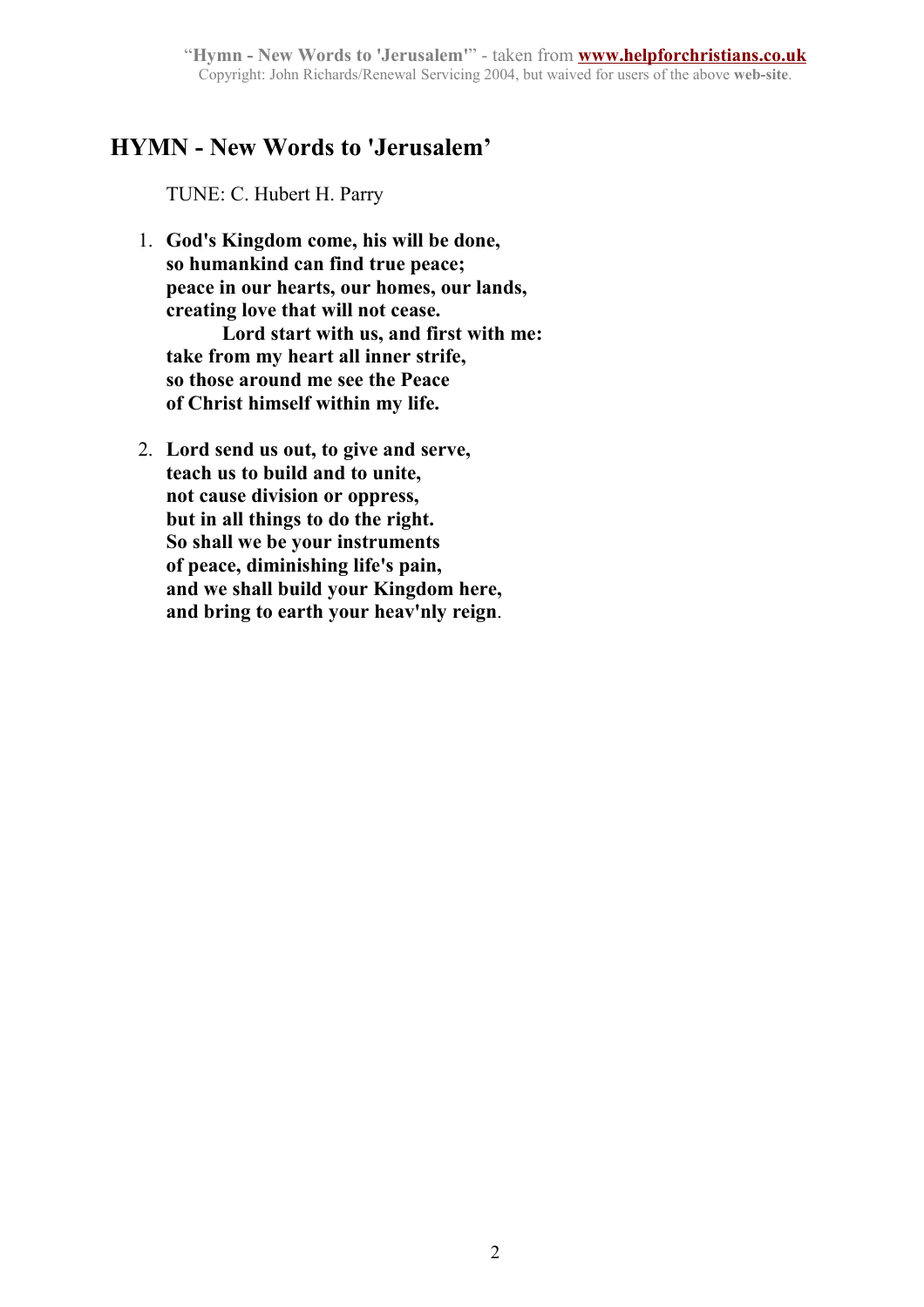# HYMN - New Words to 'Jerusalem'

TUNE: C. Hubert H. Parry

1. **God's Kingdom come, his will be done,**
   **so humankind can find true peace;**
   **peace in our hearts, our homes, our lands,**
   **creating love that will not cease.**
   **Lord start with us, and first with me:**
   **take from my heart all inner strife,**
   **so those around me see the Peace**
   **of Christ himself within my life.**

2. **Lord send us out, to give and serve,**
   **teach us to build and to unite,**
   **not cause division or oppress,**
   **but in all things to do the right.**
   **So shall we be your instruments**
   **of peace, diminishing life's pain,**
   **and we shall build your Kingdom here,**
   **and bring to earth your heav'nly reign**.